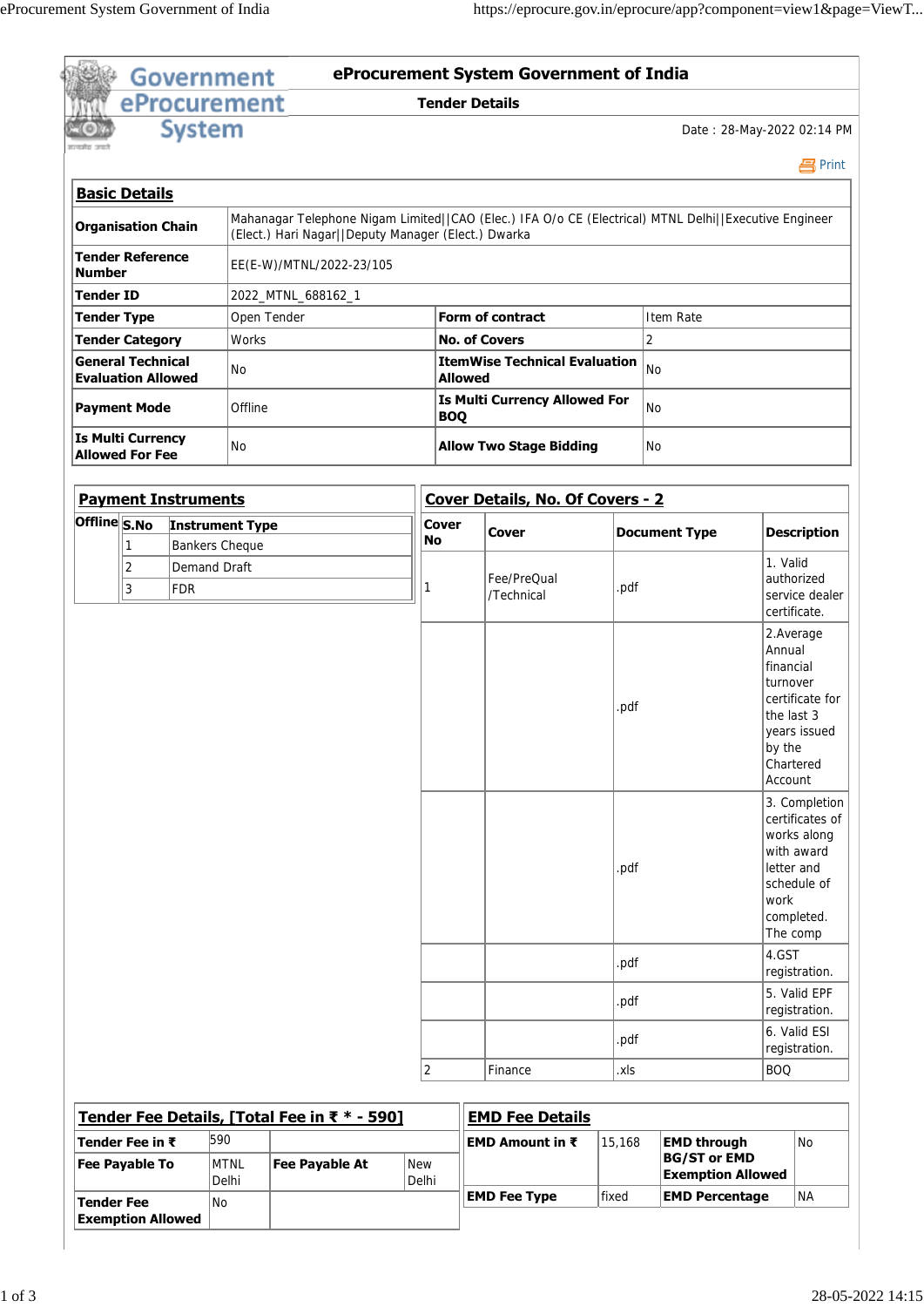# eProcurement System Government of India

## Tender Details

Date : 28-May-2022 02:14 PM

### Basic Details

| | | | |
|---|---|---|---|
| **Organisation Chain** | Mahanagar Telephone Nigam Limited\|\|CAO (Elec.) IFA O/o CE (Electrical) MTNL Delhi\|\|Executive Engineer (Elect.) Hari Nagar\|\|Deputy Manager (Elect.) Dwarka | | |
| **Tender Reference Number** | EE(E-W)/MTNL/2022-23/105 | | |
| **Tender ID** | 2022_MTNL_688162_1 | | |
| **Tender Type** | Open Tender | **Form of contract** | Item Rate |
| **Tender Category** | Works | **No. of Covers** | 2 |
| **General Technical Evaluation Allowed** | No | **ItemWise Technical Evaluation Allowed** | No |
| **Payment Mode** | Offline | **Is Multi Currency Allowed For BOQ** | No |
| **Is Multi Currency Allowed For Fee** | No | **Allow Two Stage Bidding** | No |

### Payment Instruments

| | S.No | Instrument Type |
|---|---|---|
| **Offline** | 1 | Bankers Cheque |
| | 2 | Demand Draft |
| | 3 | FDR |

### Cover Details, No. Of Covers - 2

| Cover No | Cover | Document Type | Description |
|---|---|---|---|
| 1 | Fee/PreQual /Technical | .pdf | 1. Valid authorized service dealer certificate. |
| | | .pdf | 2.Average Annual financial turnover certificate for the last 3 years issued by the Chartered Account |
| | | .pdf | 3. Completion certificates of works along with award letter and schedule of work completed. The comp |
| | | .pdf | 4.GST registration. |
| | | .pdf | 5. Valid EPF registration. |
| | | .pdf | 6. Valid ESI registration. |
| 2 | Finance | .xls | BOQ |

### Tender Fee Details, [Total Fee in ₹ * - 590]

| | | | |
|---|---|---|---|
| **Tender Fee in ₹** | 590 | | |
| **Fee Payable To** | MTNL Delhi | **Fee Payable At** | New Delhi |
| **Tender Fee Exemption Allowed** | No | | |

### EMD Fee Details

| | | | |
|---|---|---|---|
| **EMD Amount in ₹** | 15,168 | **EMD through BG/ST or EMD Exemption Allowed** | No |
| **EMD Fee Type** | fixed | **EMD Percentage** | NA |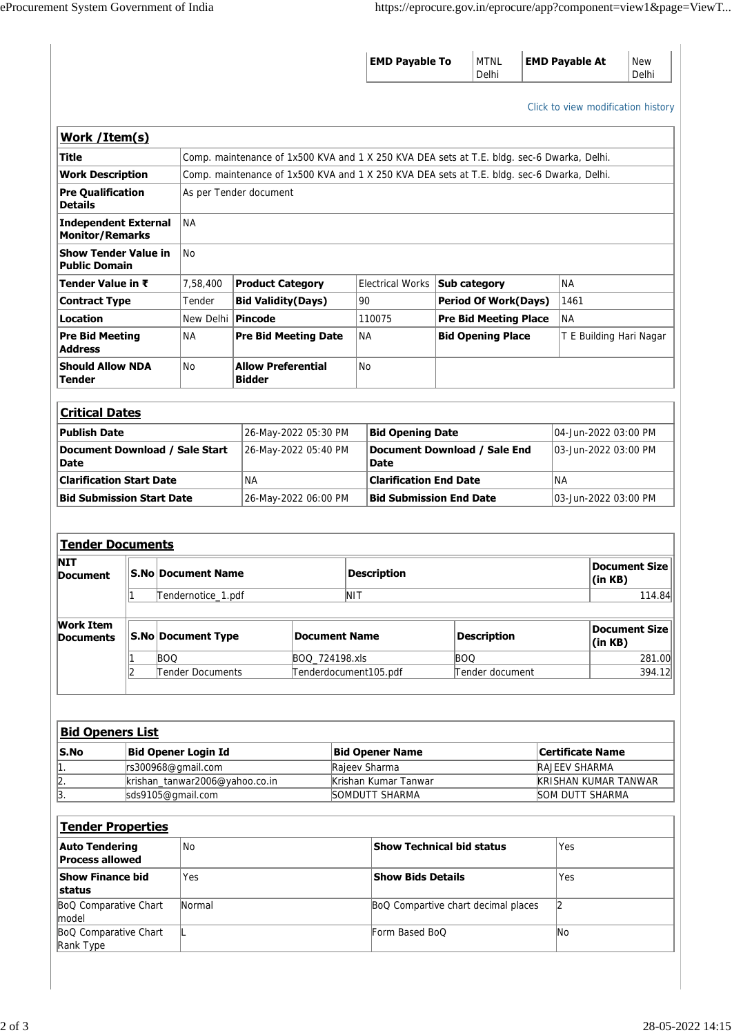| EMD Payable To | MTNL Delhi | EMD Payable At | New Delhi |
|---|---|---|---|

Click to view modification history

## Work /Item(s)

| | | | | | |
|---|---|---|---|---|---|
| **Title** | Comp. maintenance of 1x500 KVA and 1 X 250 KVA DEA sets at T.E. bldg. sec-6 Dwarka, Delhi. | | | | |
| **Work Description** | Comp. maintenance of 1x500 KVA and 1 X 250 KVA DEA sets at T.E. bldg. sec-6 Dwarka, Delhi. | | | | |
| **Pre Qualification Details** | As per Tender document | | | | |
| **Independent External Monitor/Remarks** | NA | | | | |
| **Show Tender Value in Public Domain** | No | | | | |
| **Tender Value in ₹** | 7,58,400 | **Product Category** | Electrical Works | **Sub category** | NA |
| **Contract Type** | Tender | **Bid Validity(Days)** | 90 | **Period Of Work(Days)** | 1461 |
| **Location** | New Delhi | **Pincode** | 110075 | **Pre Bid Meeting Place** | NA |
| **Pre Bid Meeting Address** | NA | **Pre Bid Meeting Date** | NA | **Bid Opening Place** | T E Building Hari Nagar |
| **Should Allow NDA Tender** | No | **Allow Preferential Bidder** | No | | |

## Critical Dates

| | | | |
|---|---|---|---|
| **Publish Date** | 26-May-2022 05:30 PM | **Bid Opening Date** | 04-Jun-2022 03:00 PM |
| **Document Download / Sale Start Date** | 26-May-2022 05:40 PM | **Document Download / Sale End Date** | 03-Jun-2022 03:00 PM |
| **Clarification Start Date** | NA | **Clarification End Date** | NA |
| **Bid Submission Start Date** | 26-May-2022 06:00 PM | **Bid Submission End Date** | 03-Jun-2022 03:00 PM |

## Tender Documents

**NIT Document**

| S.No | Document Name | Description | Document Size (in KB) |
|---|---|---|---|
| 1 | Tendernotice_1.pdf | NIT | 114.84 |

**Work Item Documents**

| S.No | Document Type | Document Name | Description | Document Size (in KB) |
|---|---|---|---|---|
| 1 | BOQ | BOQ_724198.xls | BOQ | 281.00 |
| 2 | Tender Documents | Tenderdocument105.pdf | Tender document | 394.12 |

## Bid Openers List

| S.No | Bid Opener Login Id | Bid Opener Name | Certificate Name |
|---|---|---|---|
| 1. | rs300968@gmail.com | Rajeev Sharma | RAJEEV SHARMA |
| 2. | krishan_tanwar2006@yahoo.co.in | Krishan Kumar Tanwar | KRISHAN KUMAR TANWAR |
| 3. | sds9105@gmail.com | SOMDUTT SHARMA | SOM DUTT SHARMA |

## Tender Properties

| | | | |
|---|---|---|---|
| **Auto Tendering Process allowed** | No | **Show Technical bid status** | Yes |
| **Show Finance bid status** | Yes | **Show Bids Details** | Yes |
| BoQ Comparative Chart model | Normal | BoQ Compartive chart decimal places | 2 |
| BoQ Comparative Chart Rank Type | L | Form Based BoQ | No |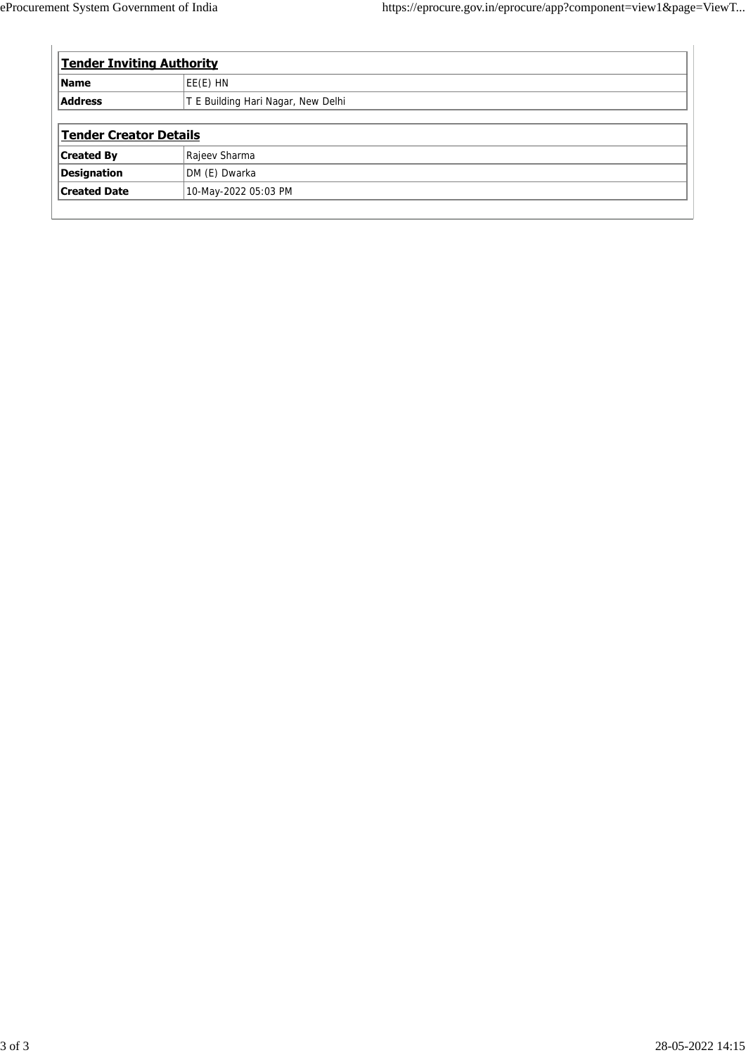| Tender Inviting Authority | |
|---|---|
| **Name** | EE(E) HN |
| **Address** | T E Building Hari Nagar, New Delhi |

| Tender Creator Details | |
|---|---|
| **Created By** | Rajeev Sharma |
| **Designation** | DM (E) Dwarka |
| **Created Date** | 10-May-2022 05:03 PM |